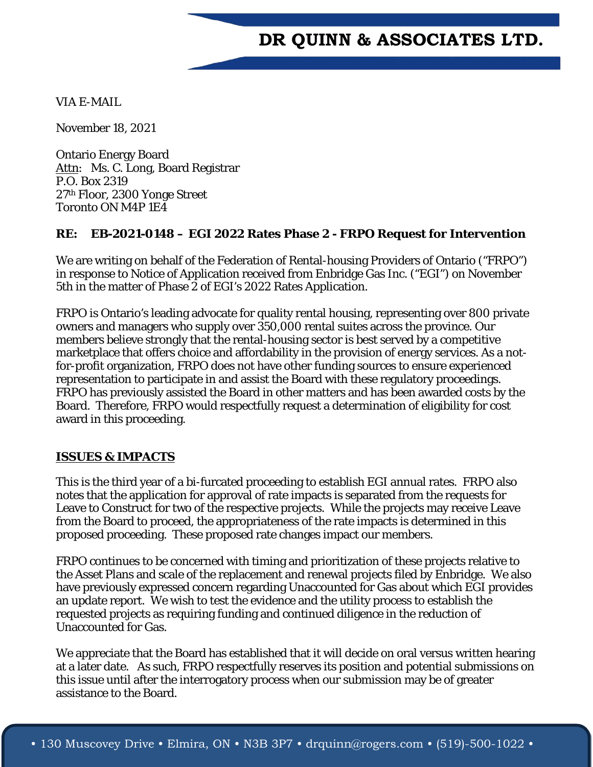# DR QUINN & ASSOCIATES LTD.

VIA E-MAIL

November 18, 2021

Ontario Energy Board
Attn: Ms. C. Long, Board Registrar
P.O. Box 2319
27th Floor, 2300 Yonge Street
Toronto ON M4P 1E4

**RE: EB-2021-0148 – EGI 2022 Rates Phase 2 - FRPO Request for Intervention**

We are writing on behalf of the Federation of Rental-housing Providers of Ontario ("FRPO") in response to Notice of Application received from Enbridge Gas Inc. ("EGI") on November 5th in the matter of Phase 2 of EGI's 2022 Rates Application.

FRPO is Ontario's leading advocate for quality rental housing, representing over 800 private owners and managers who supply over 350,000 rental suites across the province. Our members believe strongly that the rental-housing sector is best served by a competitive marketplace that offers choice and affordability in the provision of energy services. As a not-for-profit organization, FRPO does not have other funding sources to ensure experienced representation to participate in and assist the Board with these regulatory proceedings. FRPO has previously assisted the Board in other matters and has been awarded costs by the Board. Therefore, FRPO would respectfully request a determination of eligibility for cost award in this proceeding.

**ISSUES & IMPACTS**

This is the third year of a bi-furcated proceeding to establish EGI annual rates. FRPO also notes that the application for approval of rate impacts is separated from the requests for Leave to Construct for two of the respective projects. While the projects may receive Leave from the Board to proceed, the appropriateness of the rate impacts is determined in this proposed proceeding. These proposed rate changes impact our members.

FRPO continues to be concerned with timing and prioritization of these projects relative to the Asset Plans and scale of the replacement and renewal projects filed by Enbridge. We also have previously expressed concern regarding Unaccounted for Gas about which EGI provides an update report. We wish to test the evidence and the utility process to establish the requested projects as requiring funding and continued diligence in the reduction of Unaccounted for Gas.

We appreciate that the Board has established that it will decide on oral versus written hearing at a later date. As such, FRPO respectfully reserves its position and potential submissions on this issue until after the interrogatory process when our submission may be of greater assistance to the Board.

• 130 Muscovey Drive • Elmira, ON • N3B 3P7 • drquinn@rogers.com • (519)-500-1022 •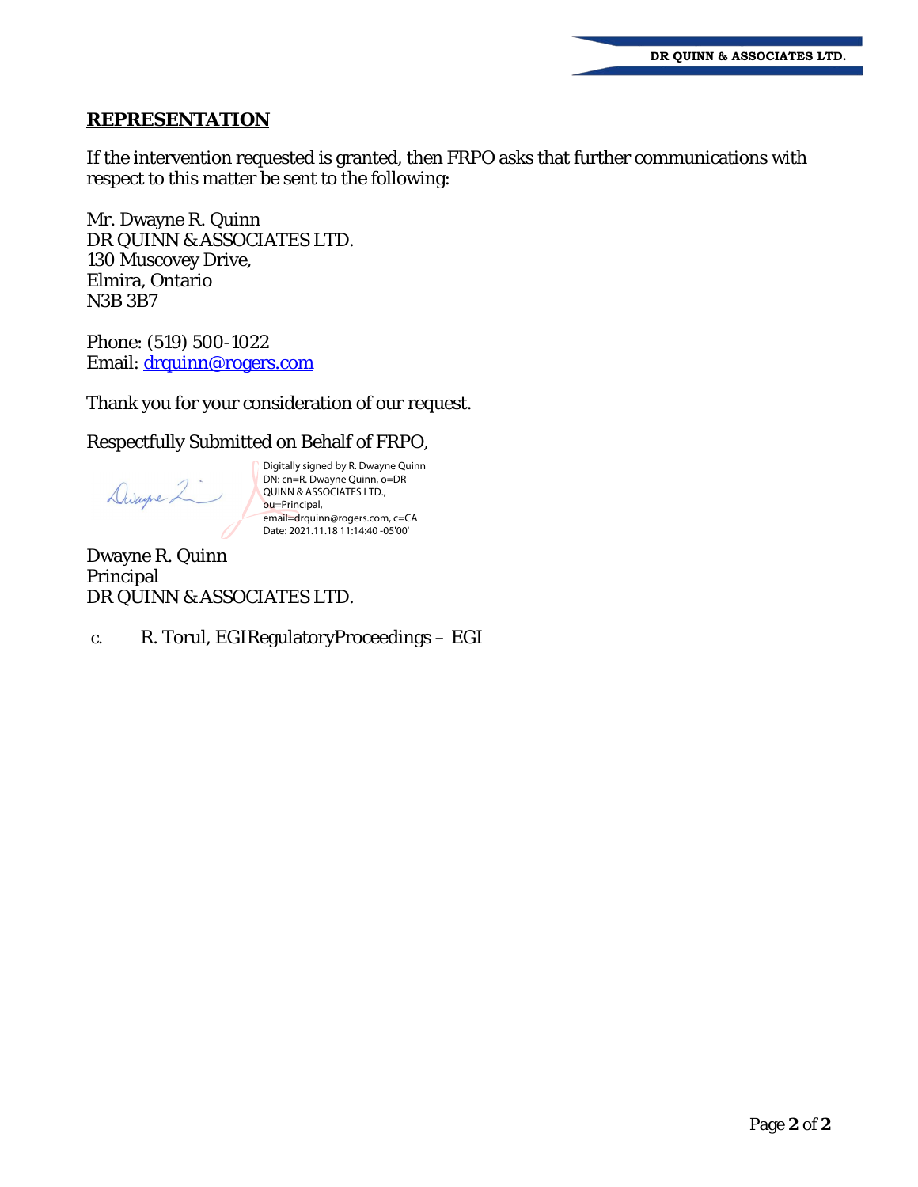## REPRESENTATION

If the intervention requested is granted, then FRPO asks that further communications with respect to this matter be sent to the following:

Mr. Dwayne R. Quinn
DR QUINN & ASSOCIATES LTD.
130 Muscovey Drive,
Elmira, Ontario
N3B 3B7

Phone: (519) 500-1022
Email: drquinn@rogers.com

Thank you for your consideration of our request.

Respectfully Submitted on Behalf of FRPO,

Digitally signed by R. Dwayne Quinn
DN: cn=R. Dwayne Quinn, o=DR QUINN & ASSOCIATES LTD., ou=Principal, email=drquinn@rogers.com, c=CA
Date: 2021.11.18 11:14:40 -05'00'

Dwayne R. Quinn
Principal
DR QUINN & ASSOCIATES LTD.

c. R. Torul, EGIRegulatoryProceedings – EGI